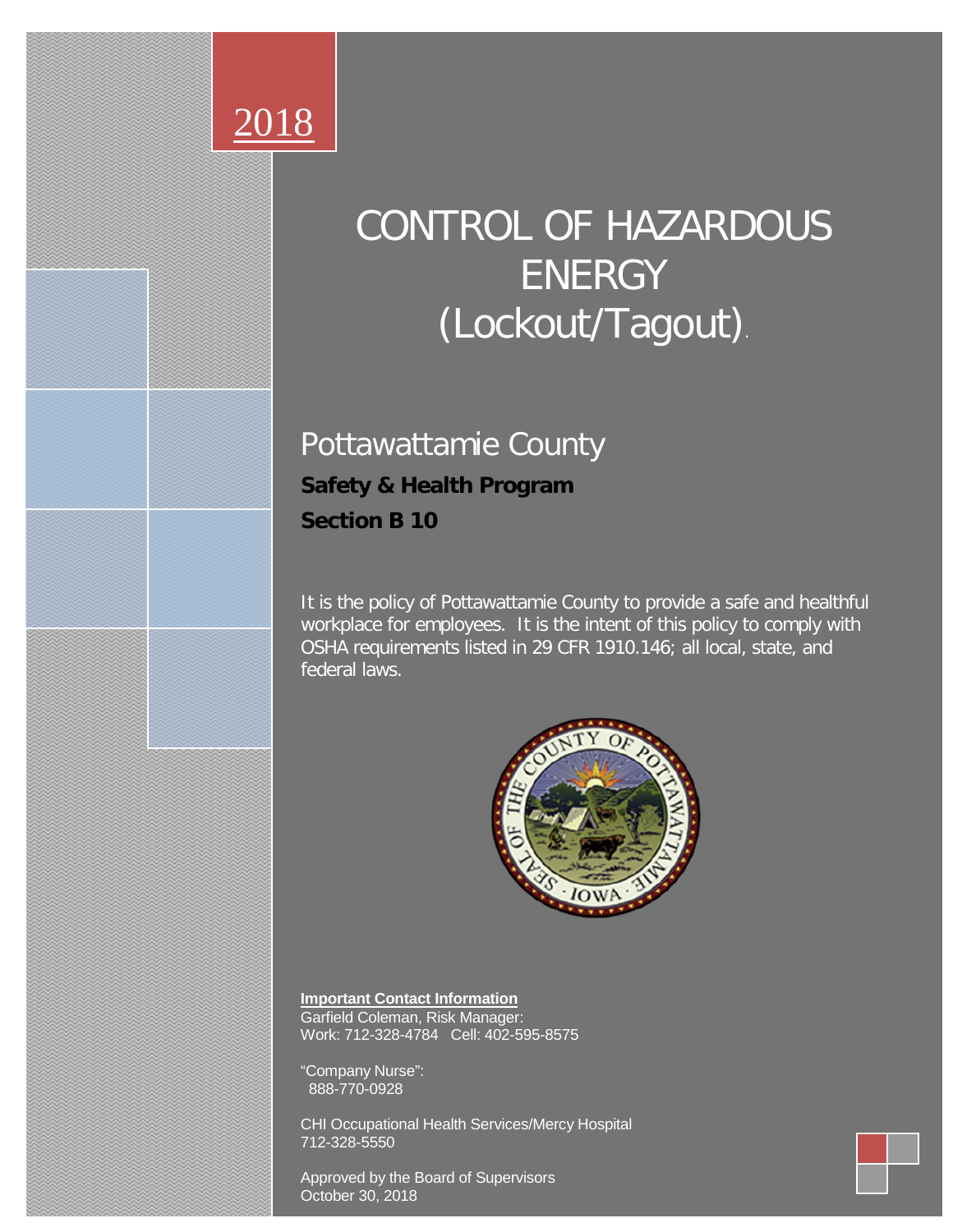2018

# CONTROL OF HAZARDOUS ENERGY (Lockout/Tagout).

## Pottawattamie County

**Safety & Health Program**

**Section B 10**

It is the policy of Pottawattamie County to provide a safe and healthful workplace for employees. It is the intent of this policy to comply with OSHA requirements listed in 29 CFR 1910.146; all local, state, and federal laws.

**Important Contact Information**
Garfield Coleman, Risk Manager:
Work: 712-328-4784 Cell: 402-595-8575

"Company Nurse":
888-770-0928

CHI Occupational Health Services/Mercy Hospital
712-328-5550

Approved by the Board of Supervisors
October 30, 2018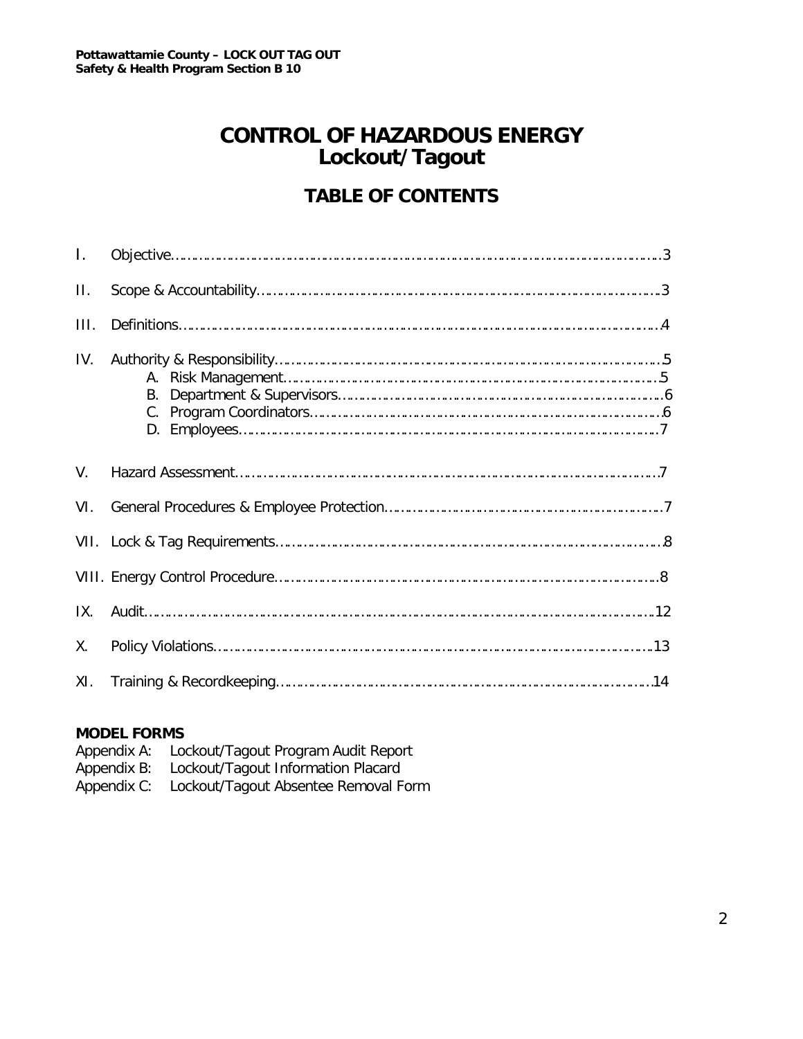# CONTROL OF HAZARDOUS ENERGY
# Lockout/Tagout

## TABLE OF CONTENTS

I. Objective……………………………………………………………………………………………3

II. Scope & Accountability……………………………………………………………………………3

III. Definitions…………………………………………………………………………………………4

IV. Authority & Responsibility………………………………………………………………………5
   A. Risk Management……………………………………………………………………………5
   B. Department & Supervisors…………………………………………………………………6
   C. Program Coordinators………………………………………………………………………6
   D. Employees……………………………………………………………………………………7

V. Hazard Assessment…………………………………………………………………………………7

VI. General Procedures & Employee Protection……………………………………………………7

VII. Lock & Tag Requirements………………………………………………………………………8

VIII. Energy Control Procedure………………………………………………………………………8

IX. Audit…………………………………………………………………………………………………12

X. Policy Violations……………………………………………………………………………………13

XI. Training & Recordkeeping…………………………………………………………………………14

**MODEL FORMS**

Appendix A: Lockout/Tagout Program Audit Report
Appendix B: Lockout/Tagout Information Placard
Appendix C: Lockout/Tagout Absentee Removal Form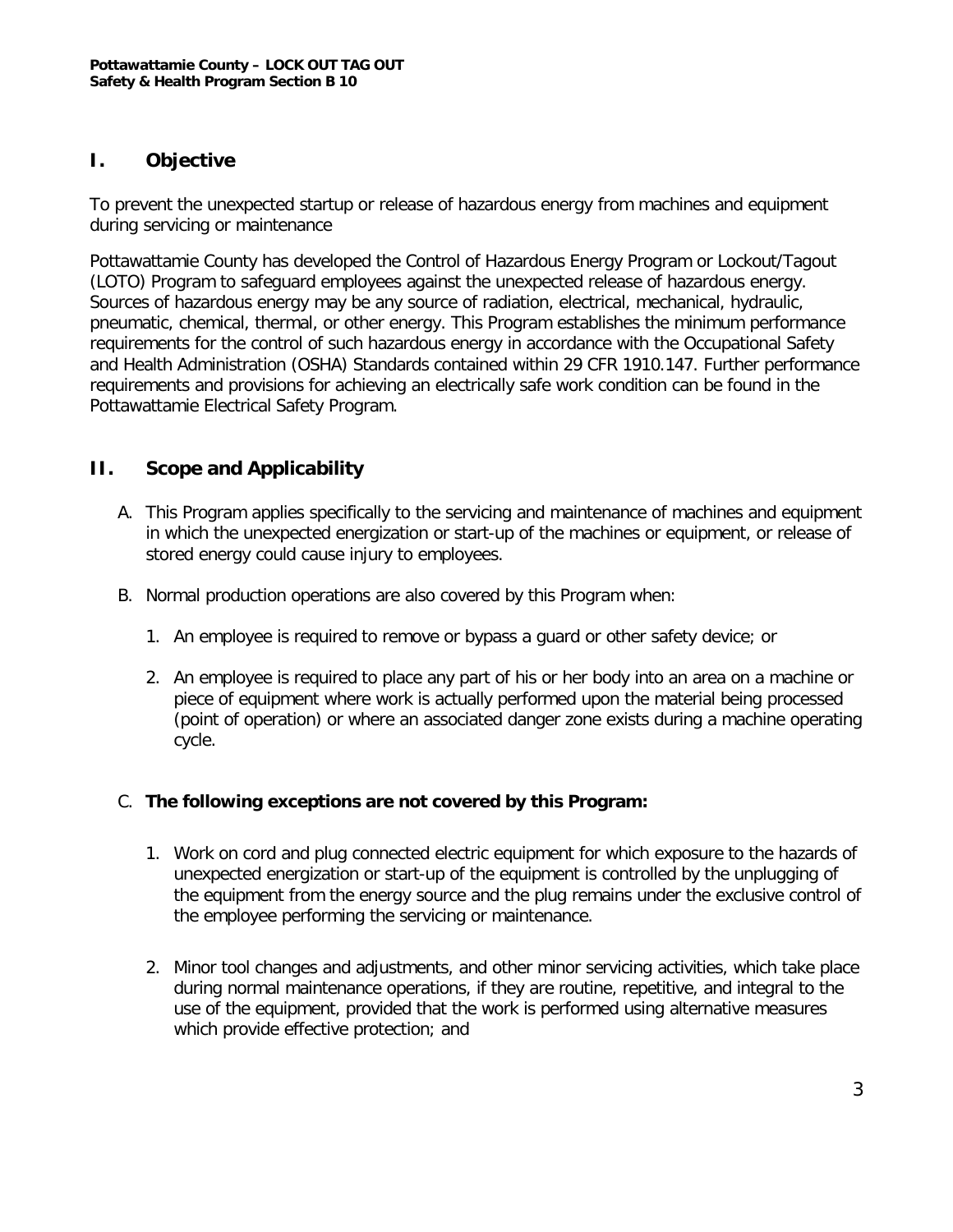## I. Objective

To prevent the unexpected startup or release of hazardous energy from machines and equipment during servicing or maintenance

Pottawattamie County has developed the Control of Hazardous Energy Program or Lockout/Tagout (LOTO) Program to safeguard employees against the unexpected release of hazardous energy. Sources of hazardous energy may be any source of radiation, electrical, mechanical, hydraulic, pneumatic, chemical, thermal, or other energy. This Program establishes the minimum performance requirements for the control of such hazardous energy in accordance with the Occupational Safety and Health Administration (OSHA) Standards contained within 29 CFR 1910.147. Further performance requirements and provisions for achieving an electrically safe work condition can be found in the Pottawattamie Electrical Safety Program.

## II. Scope and Applicability

A. This Program applies specifically to the servicing and maintenance of machines and equipment in which the unexpected energization or start-up of the machines or equipment, or release of stored energy could cause injury to employees.

B. Normal production operations are also covered by this Program when:

1. An employee is required to remove or bypass a guard or other safety device; or
2. An employee is required to place any part of his or her body into an area on a machine or piece of equipment where work is actually performed upon the material being processed (point of operation) or where an associated danger zone exists during a machine operating cycle.

C. **The following exceptions are not covered by this Program:**

1. Work on cord and plug connected electric equipment for which exposure to the hazards of unexpected energization or start-up of the equipment is controlled by the unplugging of the equipment from the energy source and the plug remains under the exclusive control of the employee performing the servicing or maintenance.
2. Minor tool changes and adjustments, and other minor servicing activities, which take place during normal maintenance operations, if they are routine, repetitive, and integral to the use of the equipment, provided that the work is performed using alternative measures which provide effective protection; and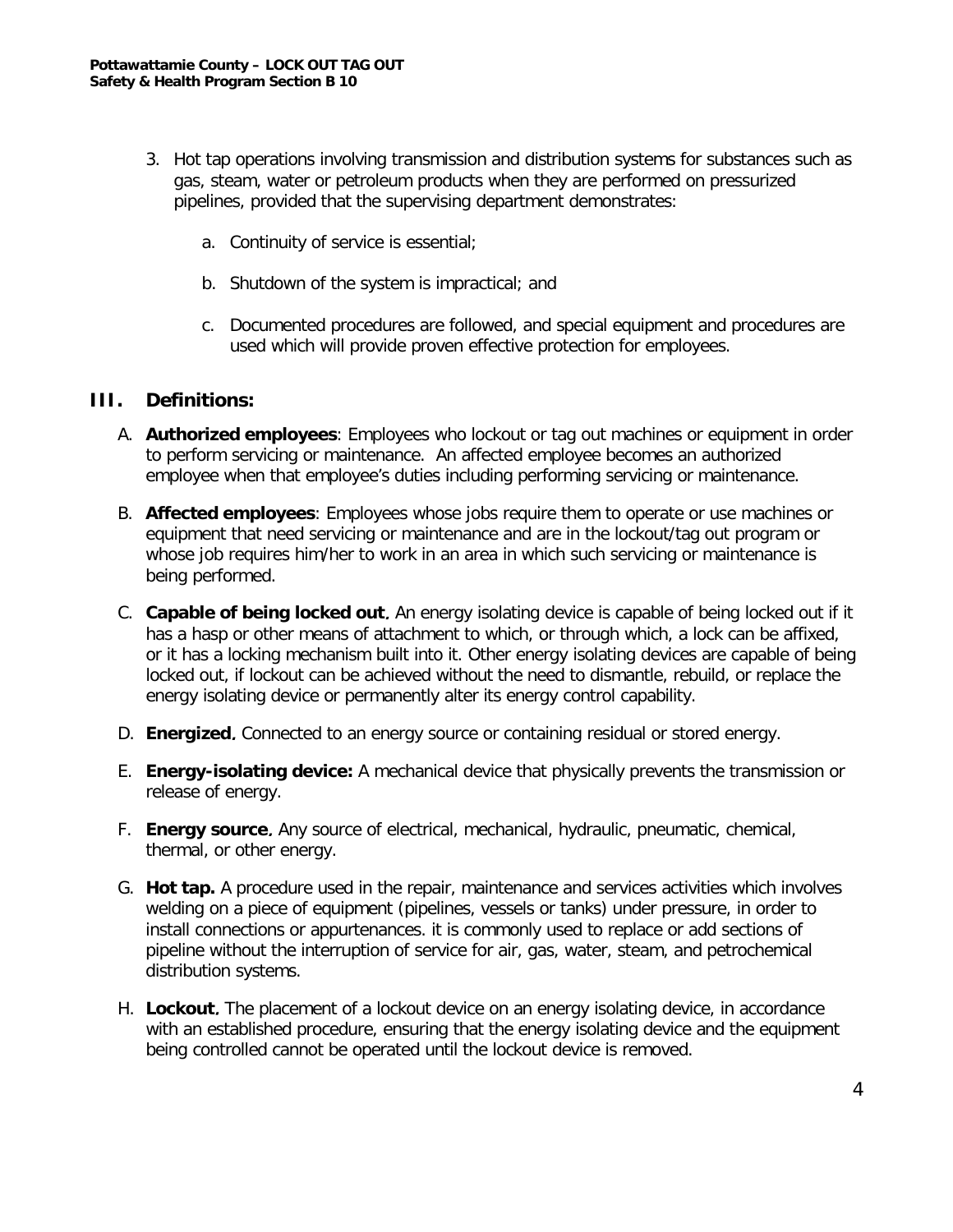3. Hot tap operations involving transmission and distribution systems for substances such as gas, steam, water or petroleum products when they are performed on pressurized pipelines, provided that the supervising department demonstrates:

    a. Continuity of service is essential;

    b. Shutdown of the system is impractical; and

    c. Documented procedures are followed, and special equipment and procedures are used which will provide proven effective protection for employees.

## III. Definitions:

A. **Authorized employees**: Employees who lockout or tag out machines or equipment in order to perform servicing or maintenance. An affected employee becomes an authorized employee when that employee's duties including performing servicing or maintenance.

B. **Affected employees**: Employees whose jobs require them to operate or use machines or equipment that need servicing or maintenance and are in the lockout/tag out program or whose job requires him/her to work in an area in which such servicing or maintenance is being performed.

C. **Capable of being locked out.** An energy isolating device is capable of being locked out if it has a hasp or other means of attachment to which, or through which, a lock can be affixed, or it has a locking mechanism built into it. Other energy isolating devices are capable of being locked out, if lockout can be achieved without the need to dismantle, rebuild, or replace the energy isolating device or permanently alter its energy control capability.

D. **Energized.** Connected to an energy source or containing residual or stored energy.

E. **Energy-isolating device:** A mechanical device that physically prevents the transmission or release of energy.

F. **Energy source.** Any source of electrical, mechanical, hydraulic, pneumatic, chemical, thermal, or other energy.

G. **Hot tap.** A procedure used in the repair, maintenance and services activities which involves welding on a piece of equipment (pipelines, vessels or tanks) under pressure, in order to install connections or appurtenances. it is commonly used to replace or add sections of pipeline without the interruption of service for air, gas, water, steam, and petrochemical distribution systems.

H. **Lockout.** The placement of a lockout device on an energy isolating device, in accordance with an established procedure, ensuring that the energy isolating device and the equipment being controlled cannot be operated until the lockout device is removed.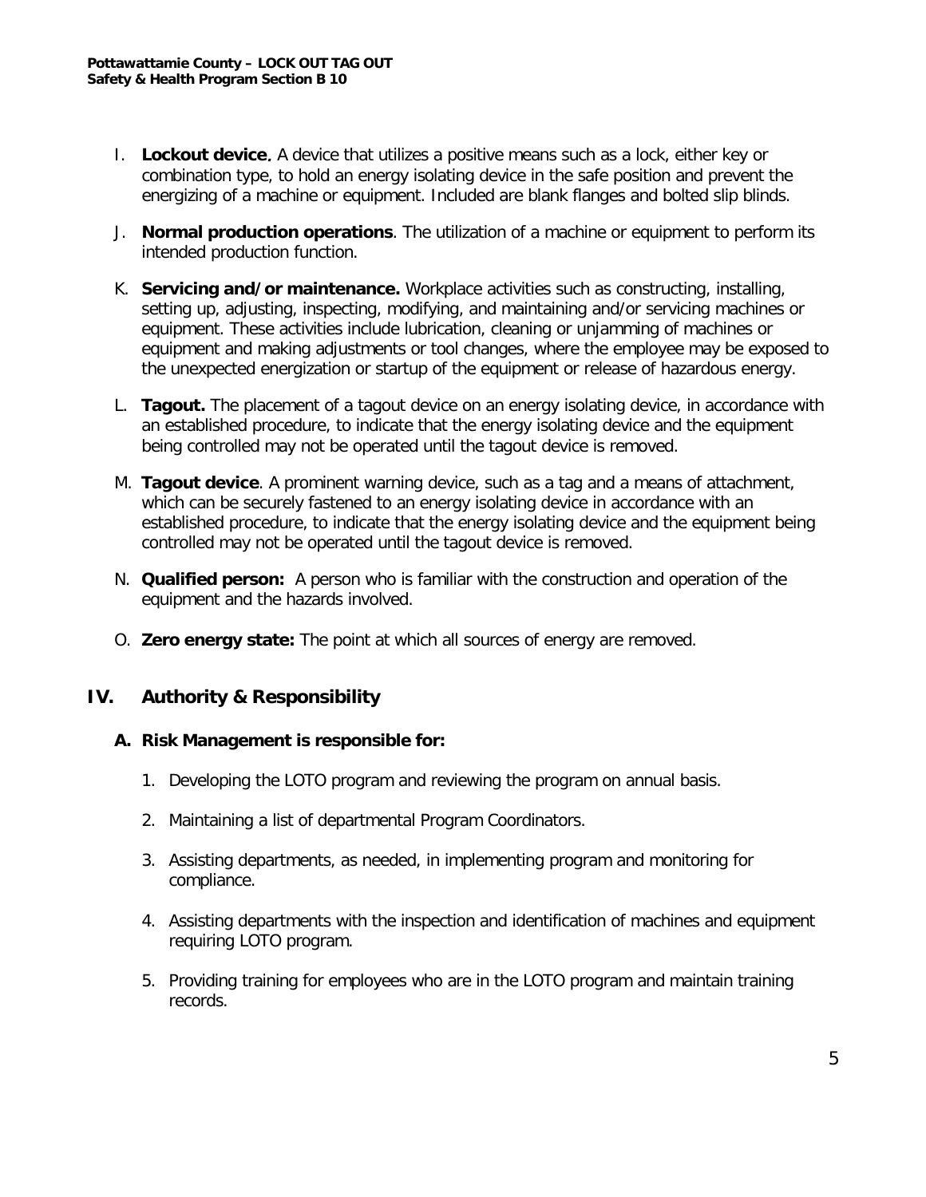I. **Lockout device.** A device that utilizes a positive means such as a lock, either key or combination type, to hold an energy isolating device in the safe position and prevent the energizing of a machine or equipment. Included are blank flanges and bolted slip blinds.

J. **Normal production operations**. The utilization of a machine or equipment to perform its intended production function.

K. **Servicing and/or maintenance.** Workplace activities such as constructing, installing, setting up, adjusting, inspecting, modifying, and maintaining and/or servicing machines or equipment. These activities include lubrication, cleaning or unjamming of machines or equipment and making adjustments or tool changes, where the employee may be exposed to the unexpected energization or startup of the equipment or release of hazardous energy.

L. **Tagout.** The placement of a tagout device on an energy isolating device, in accordance with an established procedure, to indicate that the energy isolating device and the equipment being controlled may not be operated until the tagout device is removed.

M. **Tagout device**. A prominent warning device, such as a tag and a means of attachment, which can be securely fastened to an energy isolating device in accordance with an established procedure, to indicate that the energy isolating device and the equipment being controlled may not be operated until the tagout device is removed.

N. **Qualified person:** A person who is familiar with the construction and operation of the equipment and the hazards involved.

O. **Zero energy state:** The point at which all sources of energy are removed.

## IV. Authority & Responsibility

### A. Risk Management is responsible for:

1. Developing the LOTO program and reviewing the program on annual basis.
2. Maintaining a list of departmental Program Coordinators.
3. Assisting departments, as needed, in implementing program and monitoring for compliance.
4. Assisting departments with the inspection and identification of machines and equipment requiring LOTO program.
5. Providing training for employees who are in the LOTO program and maintain training records.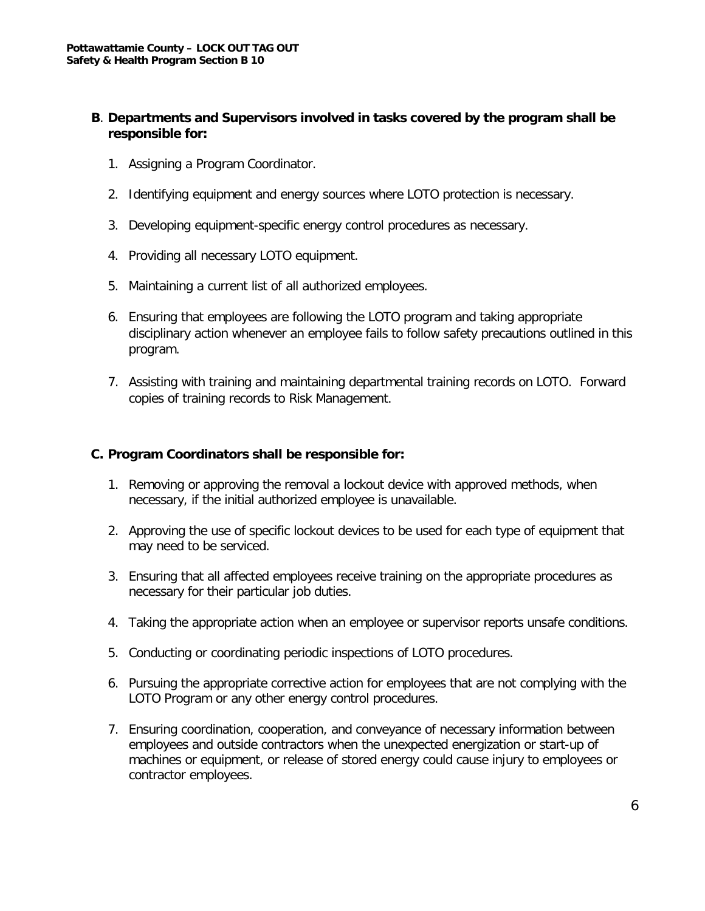**B**. **Departments and Supervisors involved in tasks covered by the program shall be responsible for:**

1. Assigning a Program Coordinator.
2. Identifying equipment and energy sources where LOTO protection is necessary.
3. Developing equipment-specific energy control procedures as necessary.
4. Providing all necessary LOTO equipment.
5. Maintaining a current list of all authorized employees.
6. Ensuring that employees are following the LOTO program and taking appropriate disciplinary action whenever an employee fails to follow safety precautions outlined in this program.
7. Assisting with training and maintaining departmental training records on LOTO. Forward copies of training records to Risk Management.

**C. Program Coordinators shall be responsible for:**

1. Removing or approving the removal a lockout device with approved methods, when necessary, if the initial authorized employee is unavailable.
2. Approving the use of specific lockout devices to be used for each type of equipment that may need to be serviced.
3. Ensuring that all affected employees receive training on the appropriate procedures as necessary for their particular job duties.
4. Taking the appropriate action when an employee or supervisor reports unsafe conditions.
5. Conducting or coordinating periodic inspections of LOTO procedures.
6. Pursuing the appropriate corrective action for employees that are not complying with the LOTO Program or any other energy control procedures.
7. Ensuring coordination, cooperation, and conveyance of necessary information between employees and outside contractors when the unexpected energization or start-up of machines or equipment, or release of stored energy could cause injury to employees or contractor employees.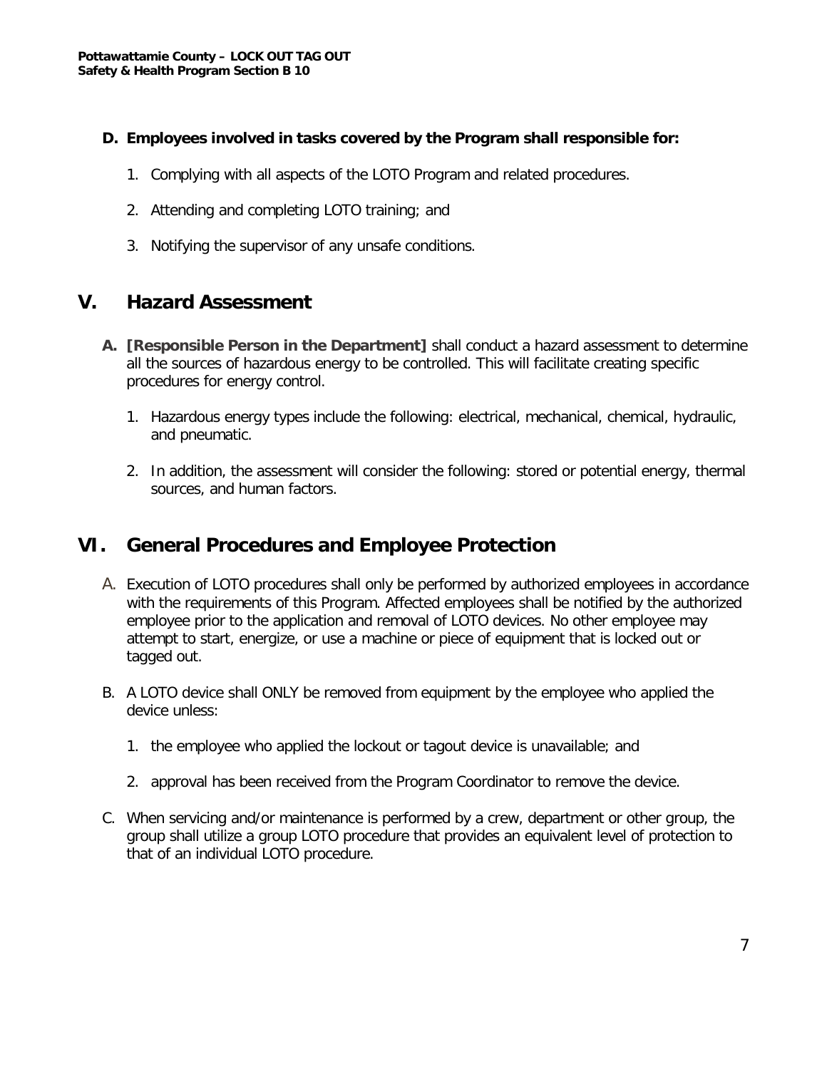**D. Employees involved in tasks covered by the Program shall responsible for:**

1. Complying with all aspects of the LOTO Program and related procedures.
2. Attending and completing LOTO training; and
3. Notifying the supervisor of any unsafe conditions.

## V. Hazard Assessment

A. **[Responsible Person in the Department]** shall conduct a hazard assessment to determine all the sources of hazardous energy to be controlled. This will facilitate creating specific procedures for energy control.

1. Hazardous energy types include the following: electrical, mechanical, chemical, hydraulic, and pneumatic.
2. In addition, the assessment will consider the following: stored or potential energy, thermal sources, and human factors.

## VI. General Procedures and Employee Protection

A. Execution of LOTO procedures shall only be performed by authorized employees in accordance with the requirements of this Program. Affected employees shall be notified by the authorized employee prior to the application and removal of LOTO devices. No other employee may attempt to start, energize, or use a machine or piece of equipment that is locked out or tagged out.

B. A LOTO device shall ONLY be removed from equipment by the employee who applied the device unless:

1. the employee who applied the lockout or tagout device is unavailable; and
2. approval has been received from the Program Coordinator to remove the device.

C. When servicing and/or maintenance is performed by a crew, department or other group, the group shall utilize a group LOTO procedure that provides an equivalent level of protection to that of an individual LOTO procedure.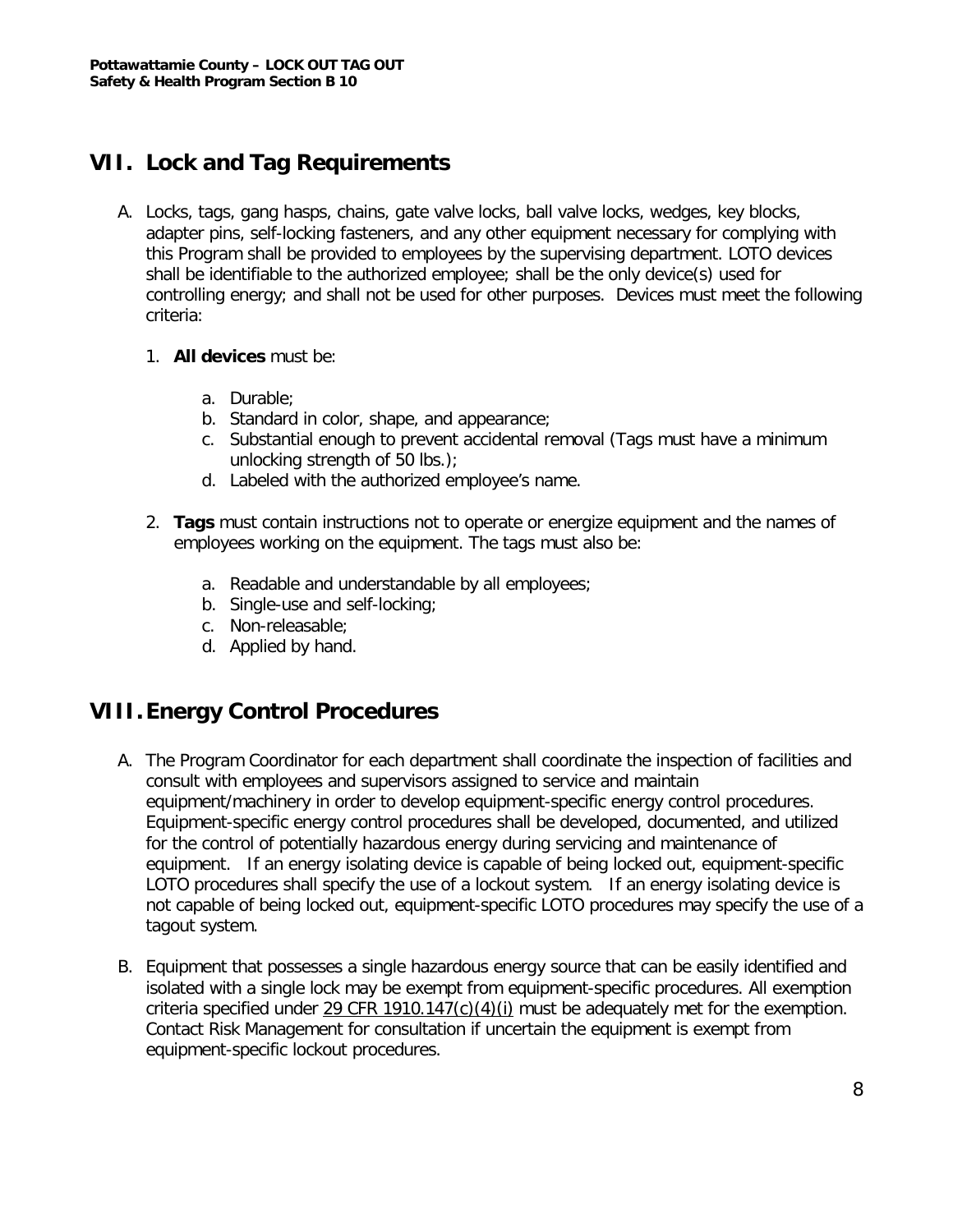## VII. Lock and Tag Requirements

A. Locks, tags, gang hasps, chains, gate valve locks, ball valve locks, wedges, key blocks, adapter pins, self-locking fasteners, and any other equipment necessary for complying with this Program shall be provided to employees by the supervising department. LOTO devices shall be identifiable to the authorized employee; shall be the only device(s) used for controlling energy; and shall not be used for other purposes. Devices must meet the following criteria:

   1. **All devices** must be:

      a. Durable;
      b. Standard in color, shape, and appearance;
      c. Substantial enough to prevent accidental removal (Tags must have a minimum unlocking strength of 50 lbs.);
      d. Labeled with the authorized employee's name.

   2. **Tags** must contain instructions not to operate or energize equipment and the names of employees working on the equipment. The tags must also be:

      a. Readable and understandable by all employees;
      b. Single-use and self-locking;
      c. Non-releasable;
      d. Applied by hand.

## VIII. Energy Control Procedures

A. The Program Coordinator for each department shall coordinate the inspection of facilities and consult with employees and supervisors assigned to service and maintain equipment/machinery in order to develop equipment-specific energy control procedures. Equipment-specific energy control procedures shall be developed, documented, and utilized for the control of potentially hazardous energy during servicing and maintenance of equipment. If an energy isolating device is capable of being locked out, equipment-specific LOTO procedures shall specify the use of a lockout system. If an energy isolating device is not capable of being locked out, equipment-specific LOTO procedures may specify the use of a tagout system.

B. Equipment that possesses a single hazardous energy source that can be easily identified and isolated with a single lock may be exempt from equipment-specific procedures. All exemption criteria specified under 29 CFR 1910.147(c)(4)(i) must be adequately met for the exemption. Contact Risk Management for consultation if uncertain the equipment is exempt from equipment-specific lockout procedures.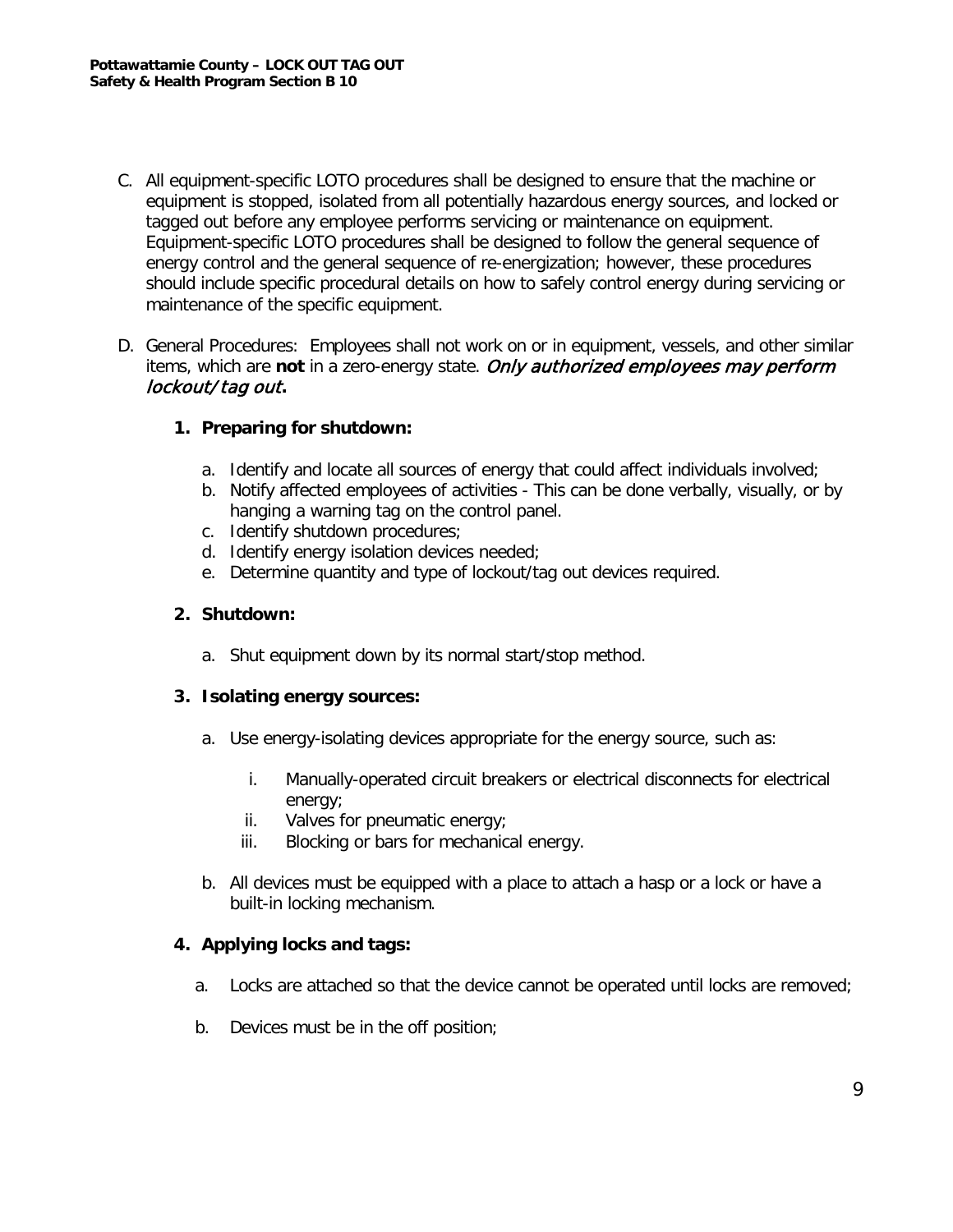C. All equipment-specific LOTO procedures shall be designed to ensure that the machine or equipment is stopped, isolated from all potentially hazardous energy sources, and locked or tagged out before any employee performs servicing or maintenance on equipment. Equipment-specific LOTO procedures shall be designed to follow the general sequence of energy control and the general sequence of re-energization; however, these procedures should include specific procedural details on how to safely control energy during servicing or maintenance of the specific equipment.

D. General Procedures: Employees shall not work on or in equipment, vessels, and other similar items, which are **not** in a zero-energy state. *Only authorized employees may perform lockout/tag out***.**

   **1. Preparing for shutdown:**

   a. Identify and locate all sources of energy that could affect individuals involved;
   b. Notify affected employees of activities - This can be done verbally, visually, or by hanging a warning tag on the control panel.
   c. Identify shutdown procedures;
   d. Identify energy isolation devices needed;
   e. Determine quantity and type of lockout/tag out devices required.

   **2. Shutdown:**

   a. Shut equipment down by its normal start/stop method.

   **3. Isolating energy sources:**

   a. Use energy-isolating devices appropriate for the energy source, such as:

      i. Manually-operated circuit breakers or electrical disconnects for electrical energy;
      ii. Valves for pneumatic energy;
      iii. Blocking or bars for mechanical energy.

   b. All devices must be equipped with a place to attach a hasp or a lock or have a built-in locking mechanism.

   **4. Applying locks and tags:**

   a. Locks are attached so that the device cannot be operated until locks are removed;

   b. Devices must be in the off position;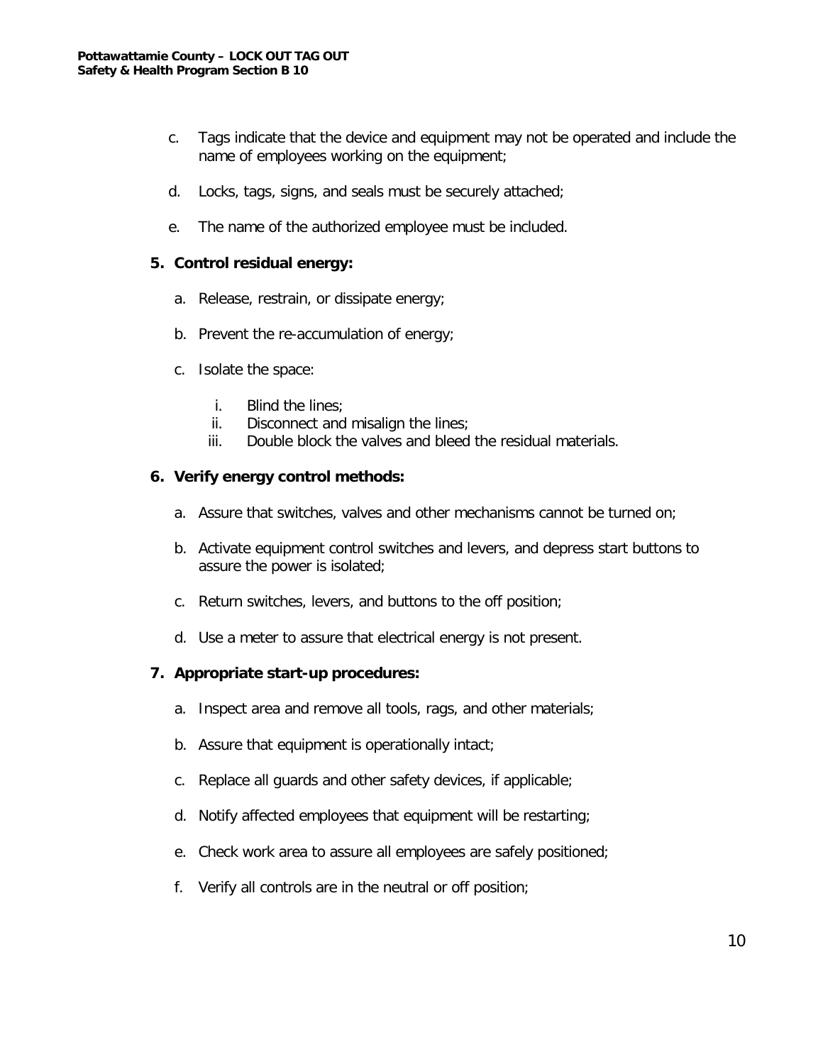c. Tags indicate that the device and equipment may not be operated and include the name of employees working on the equipment;

d. Locks, tags, signs, and seals must be securely attached;

e. The name of the authorized employee must be included.

**5. Control residual energy:**

a. Release, restrain, or dissipate energy;

b. Prevent the re-accumulation of energy;

c. Isolate the space:

i. Blind the lines;
ii. Disconnect and misalign the lines;
iii. Double block the valves and bleed the residual materials.

**6. Verify energy control methods:**

a. Assure that switches, valves and other mechanisms cannot be turned on;

b. Activate equipment control switches and levers, and depress start buttons to assure the power is isolated;

c. Return switches, levers, and buttons to the off position;

d. Use a meter to assure that electrical energy is not present.

**7. Appropriate start-up procedures:**

a. Inspect area and remove all tools, rags, and other materials;

b. Assure that equipment is operationally intact;

c. Replace all guards and other safety devices, if applicable;

d. Notify affected employees that equipment will be restarting;

e. Check work area to assure all employees are safely positioned;

f. Verify all controls are in the neutral or off position;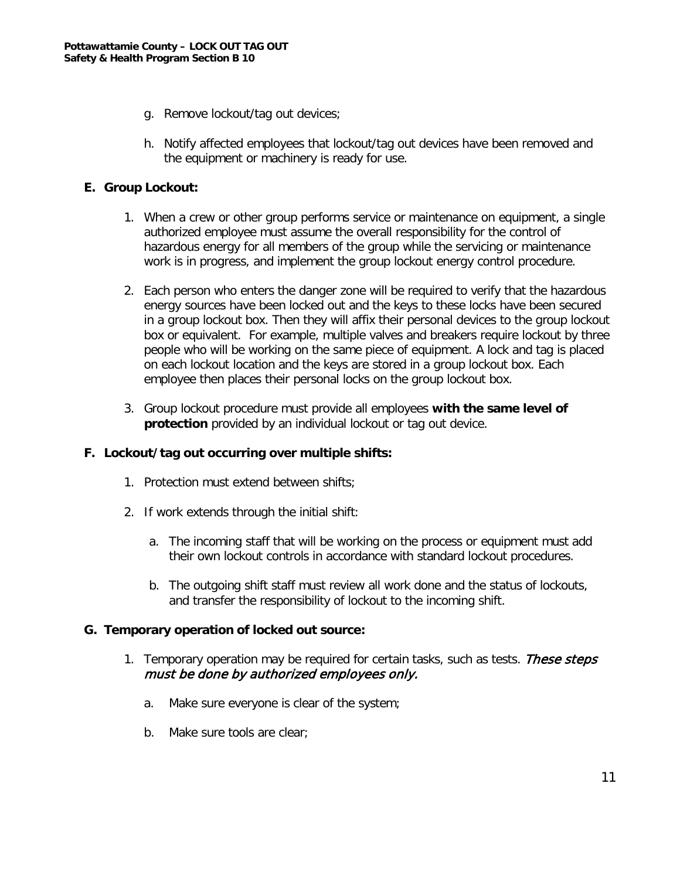g. Remove lockout/tag out devices;

h. Notify affected employees that lockout/tag out devices have been removed and the equipment or machinery is ready for use.

**E. Group Lockout:**

1. When a crew or other group performs service or maintenance on equipment, a single authorized employee must assume the overall responsibility for the control of hazardous energy for all members of the group while the servicing or maintenance work is in progress, and implement the group lockout energy control procedure.

2. Each person who enters the danger zone will be required to verify that the hazardous energy sources have been locked out and the keys to these locks have been secured in a group lockout box. Then they will affix their personal devices to the group lockout box or equivalent. For example, multiple valves and breakers require lockout by three people who will be working on the same piece of equipment. A lock and tag is placed on each lockout location and the keys are stored in a group lockout box. Each employee then places their personal locks on the group lockout box.

3. Group lockout procedure must provide all employees **with the same level of protection** provided by an individual lockout or tag out device.

**F. Lockout/tag out occurring over multiple shifts:**

1. Protection must extend between shifts;

2. If work extends through the initial shift:

   a. The incoming staff that will be working on the process or equipment must add their own lockout controls in accordance with standard lockout procedures.

   b. The outgoing shift staff must review all work done and the status of lockouts, and transfer the responsibility of lockout to the incoming shift.

**G. Temporary operation of locked out source:**

1. Temporary operation may be required for certain tasks, such as tests. *These steps must be done by authorized employees only.*

   a. Make sure everyone is clear of the system;

   b. Make sure tools are clear;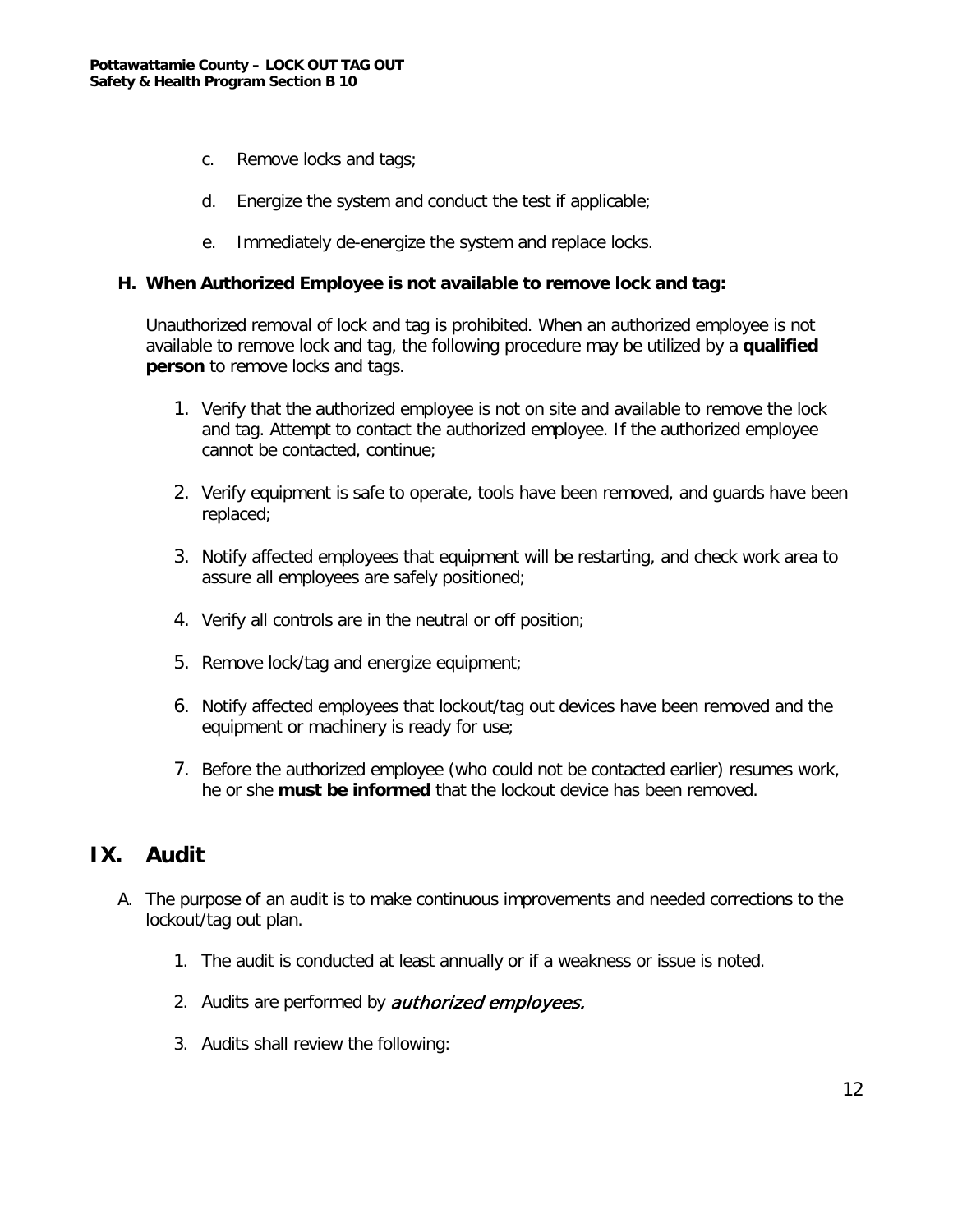c. Remove locks and tags;

d. Energize the system and conduct the test if applicable;

e. Immediately de-energize the system and replace locks.

### H. When Authorized Employee is not available to remove lock and tag:

Unauthorized removal of lock and tag is prohibited. When an authorized employee is not available to remove lock and tag, the following procedure may be utilized by a **qualified person** to remove locks and tags.

1. Verify that the authorized employee is not on site and available to remove the lock and tag. Attempt to contact the authorized employee. If the authorized employee cannot be contacted, continue;
2. Verify equipment is safe to operate, tools have been removed, and guards have been replaced;
3. Notify affected employees that equipment will be restarting, and check work area to assure all employees are safely positioned;
4. Verify all controls are in the neutral or off position;
5. Remove lock/tag and energize equipment;
6. Notify affected employees that lockout/tag out devices have been removed and the equipment or machinery is ready for use;
7. Before the authorized employee (who could not be contacted earlier) resumes work, he or she **must be informed** that the lockout device has been removed.

## IX. Audit

A. The purpose of an audit is to make continuous improvements and needed corrections to the lockout/tag out plan.

1. The audit is conducted at least annually or if a weakness or issue is noted.
2. Audits are performed by *authorized employees.*
3. Audits shall review the following: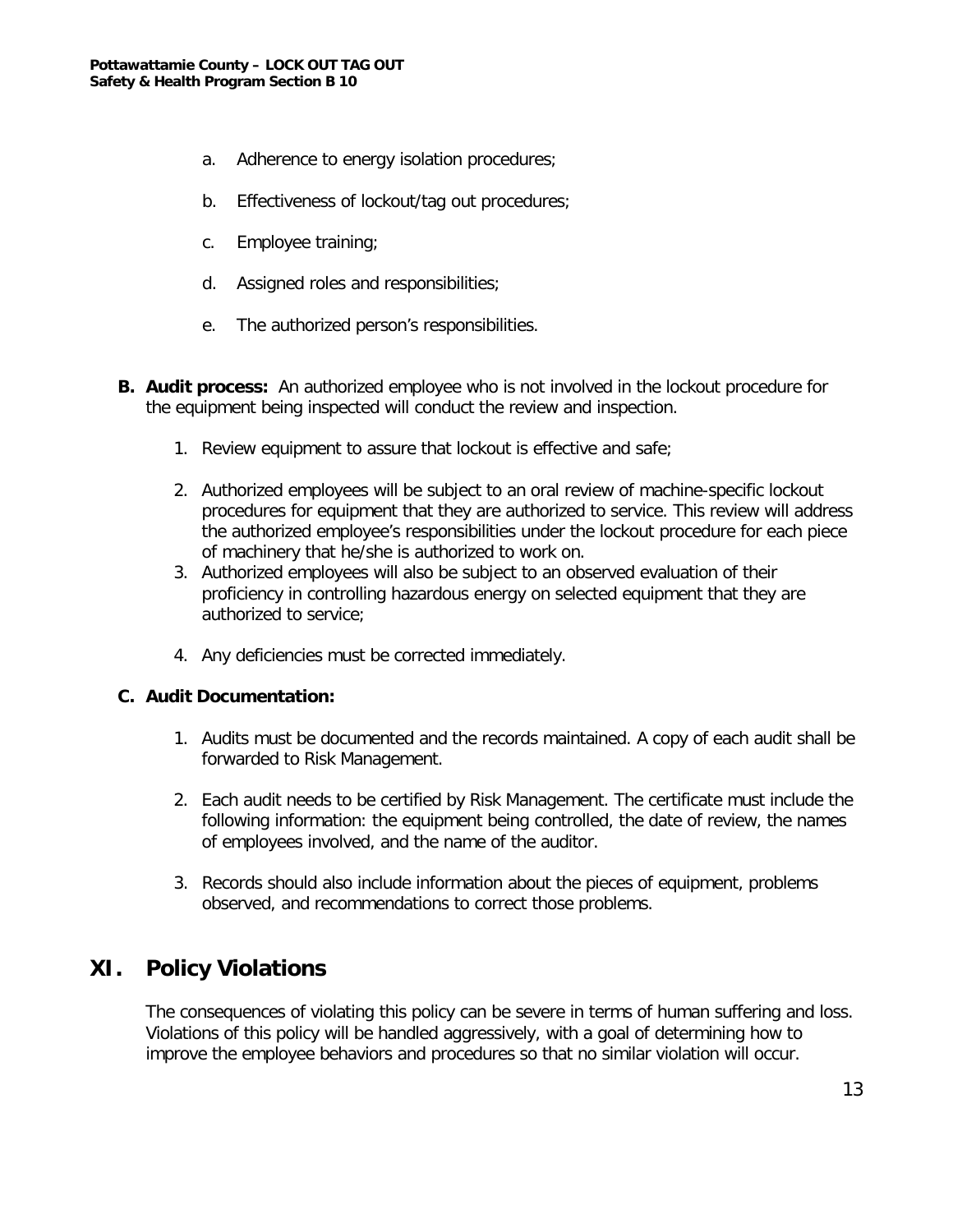a. Adherence to energy isolation procedures;

b. Effectiveness of lockout/tag out procedures;

c. Employee training;

d. Assigned roles and responsibilities;

e. The authorized person's responsibilities.

**B. Audit process:** An authorized employee who is not involved in the lockout procedure for the equipment being inspected will conduct the review and inspection.

1. Review equipment to assure that lockout is effective and safe;
2. Authorized employees will be subject to an oral review of machine-specific lockout procedures for equipment that they are authorized to service. This review will address the authorized employee's responsibilities under the lockout procedure for each piece of machinery that he/she is authorized to work on.
3. Authorized employees will also be subject to an observed evaluation of their proficiency in controlling hazardous energy on selected equipment that they are authorized to service;
4. Any deficiencies must be corrected immediately.

**C. Audit Documentation:**

1. Audits must be documented and the records maintained. A copy of each audit shall be forwarded to Risk Management.
2. Each audit needs to be certified by Risk Management. The certificate must include the following information: the equipment being controlled, the date of review, the names of employees involved, and the name of the auditor.
3. Records should also include information about the pieces of equipment, problems observed, and recommendations to correct those problems.

# XI. Policy Violations

The consequences of violating this policy can be severe in terms of human suffering and loss. Violations of this policy will be handled aggressively, with a goal of determining how to improve the employee behaviors and procedures so that no similar violation will occur.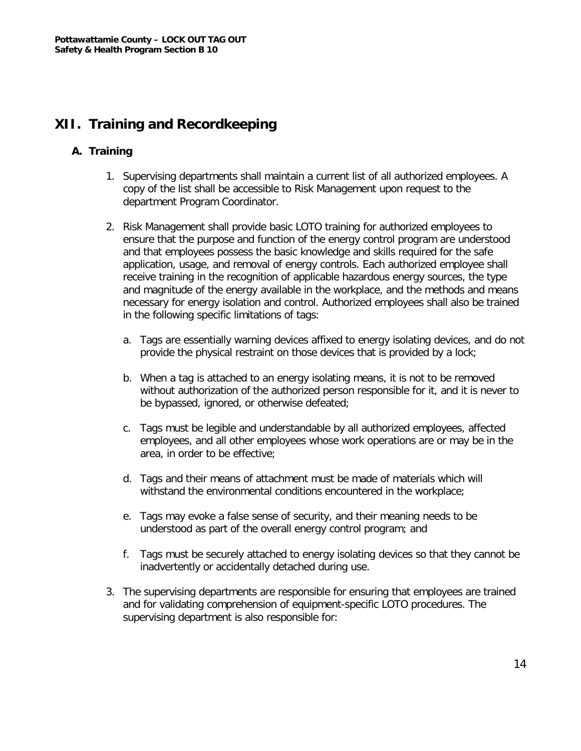# XII. Training and Recordkeeping

## A. Training

1. Supervising departments shall maintain a current list of all authorized employees. A copy of the list shall be accessible to Risk Management upon request to the department Program Coordinator.

2. Risk Management shall provide basic LOTO training for authorized employees to ensure that the purpose and function of the energy control program are understood and that employees possess the basic knowledge and skills required for the safe application, usage, and removal of energy controls. Each authorized employee shall receive training in the recognition of applicable hazardous energy sources, the type and magnitude of the energy available in the workplace, and the methods and means necessary for energy isolation and control. Authorized employees shall also be trained in the following specific limitations of tags:

   a. Tags are essentially warning devices affixed to energy isolating devices, and do not provide the physical restraint on those devices that is provided by a lock;

   b. When a tag is attached to an energy isolating means, it is not to be removed without authorization of the authorized person responsible for it, and it is never to be bypassed, ignored, or otherwise defeated;

   c. Tags must be legible and understandable by all authorized employees, affected employees, and all other employees whose work operations are or may be in the area, in order to be effective;

   d. Tags and their means of attachment must be made of materials which will withstand the environmental conditions encountered in the workplace;

   e. Tags may evoke a false sense of security, and their meaning needs to be understood as part of the overall energy control program; and

   f. Tags must be securely attached to energy isolating devices so that they cannot be inadvertently or accidentally detached during use.

3. The supervising departments are responsible for ensuring that employees are trained and for validating comprehension of equipment-specific LOTO procedures. The supervising department is also responsible for: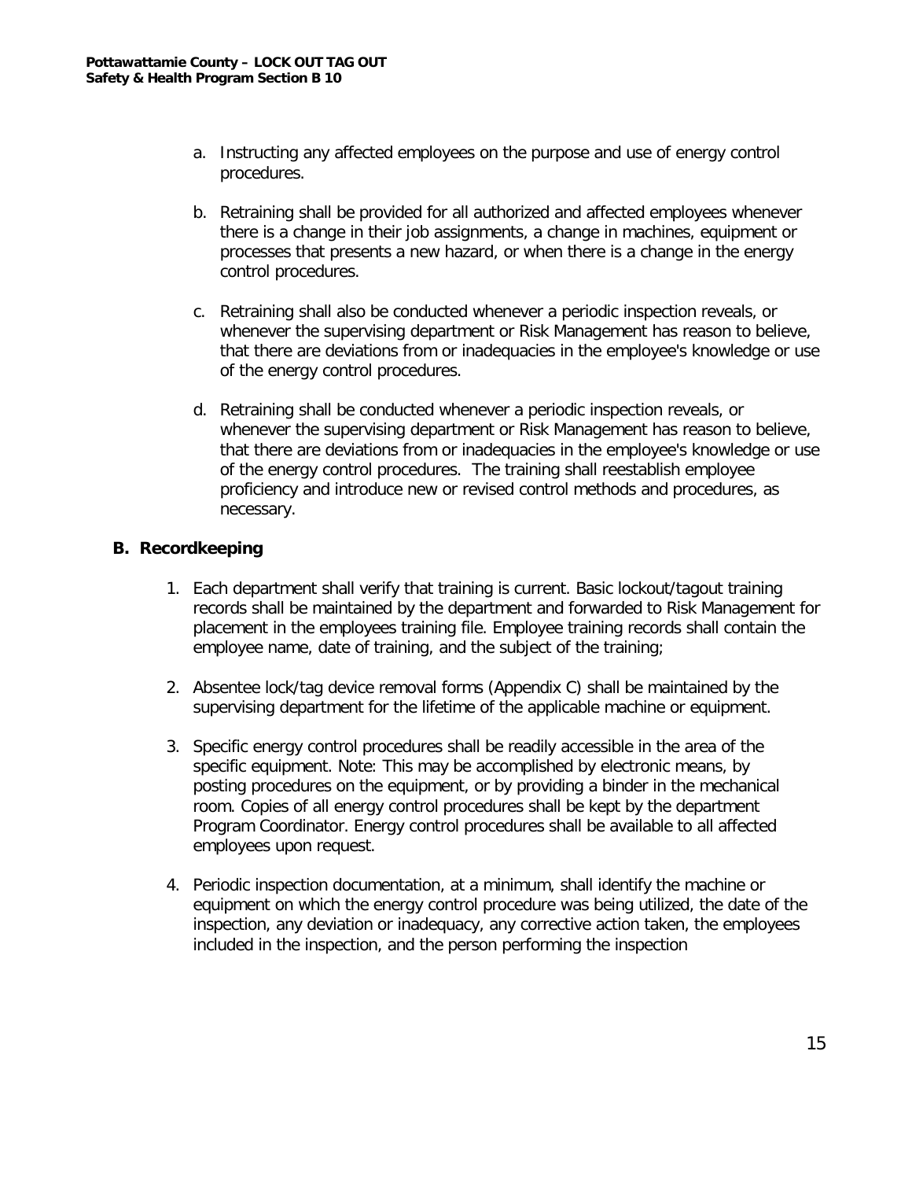a. Instructing any affected employees on the purpose and use of energy control procedures.

b. Retraining shall be provided for all authorized and affected employees whenever there is a change in their job assignments, a change in machines, equipment or processes that presents a new hazard, or when there is a change in the energy control procedures.

c. Retraining shall also be conducted whenever a periodic inspection reveals, or whenever the supervising department or Risk Management has reason to believe, that there are deviations from or inadequacies in the employee's knowledge or use of the energy control procedures.

d. Retraining shall be conducted whenever a periodic inspection reveals, or whenever the supervising department or Risk Management has reason to believe, that there are deviations from or inadequacies in the employee's knowledge or use of the energy control procedures. The training shall reestablish employee proficiency and introduce new or revised control methods and procedures, as necessary.

## B. Recordkeeping

1. Each department shall verify that training is current. Basic lockout/tagout training records shall be maintained by the department and forwarded to Risk Management for placement in the employees training file. Employee training records shall contain the employee name, date of training, and the subject of the training;

2. Absentee lock/tag device removal forms (Appendix C) shall be maintained by the supervising department for the lifetime of the applicable machine or equipment.

3. Specific energy control procedures shall be readily accessible in the area of the specific equipment. Note: This may be accomplished by electronic means, by posting procedures on the equipment, or by providing a binder in the mechanical room. Copies of all energy control procedures shall be kept by the department Program Coordinator. Energy control procedures shall be available to all affected employees upon request.

4. Periodic inspection documentation, at a minimum, shall identify the machine or equipment on which the energy control procedure was being utilized, the date of the inspection, any deviation or inadequacy, any corrective action taken, the employees included in the inspection, and the person performing the inspection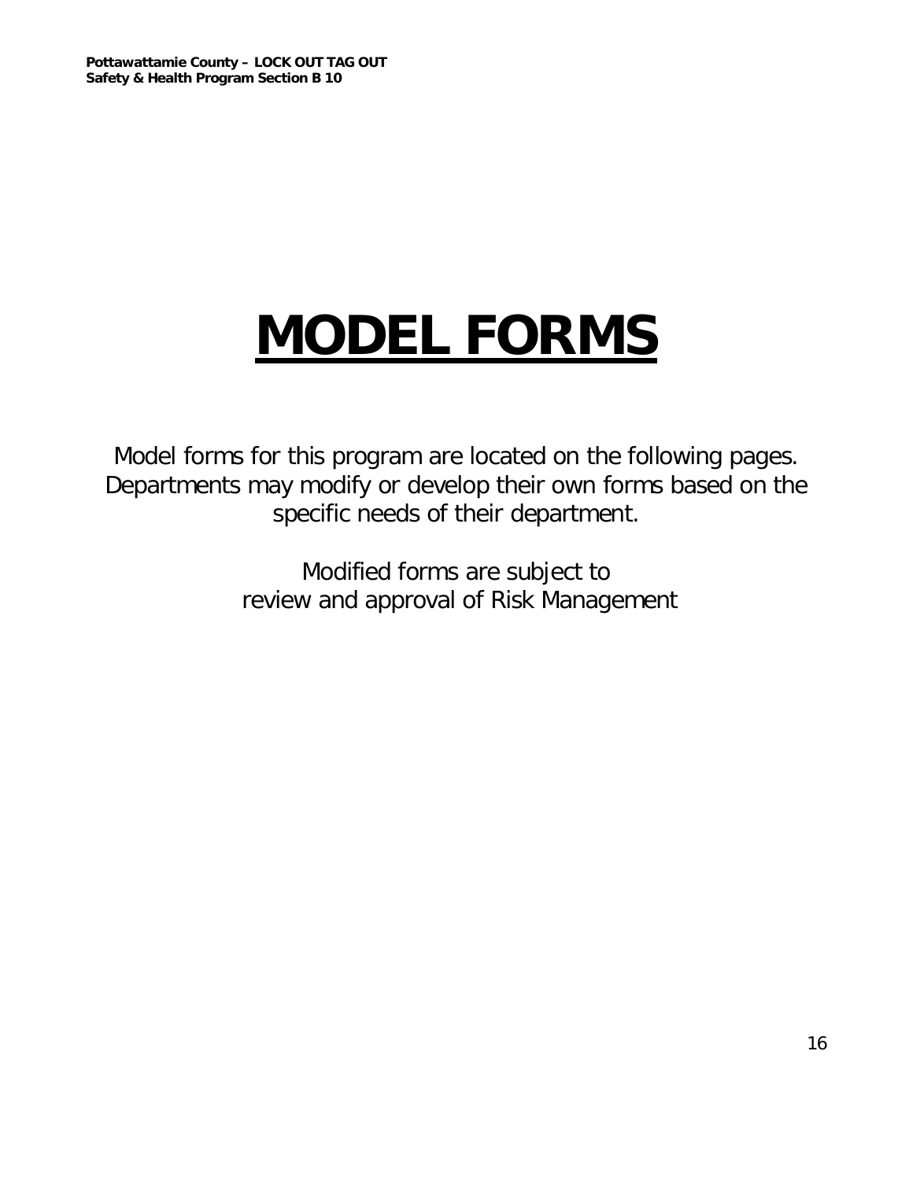# MODEL FORMS

Model forms for this program are located on the following pages. Departments may modify or develop their own forms based on the specific needs of their department.

Modified forms are subject to review and approval of Risk Management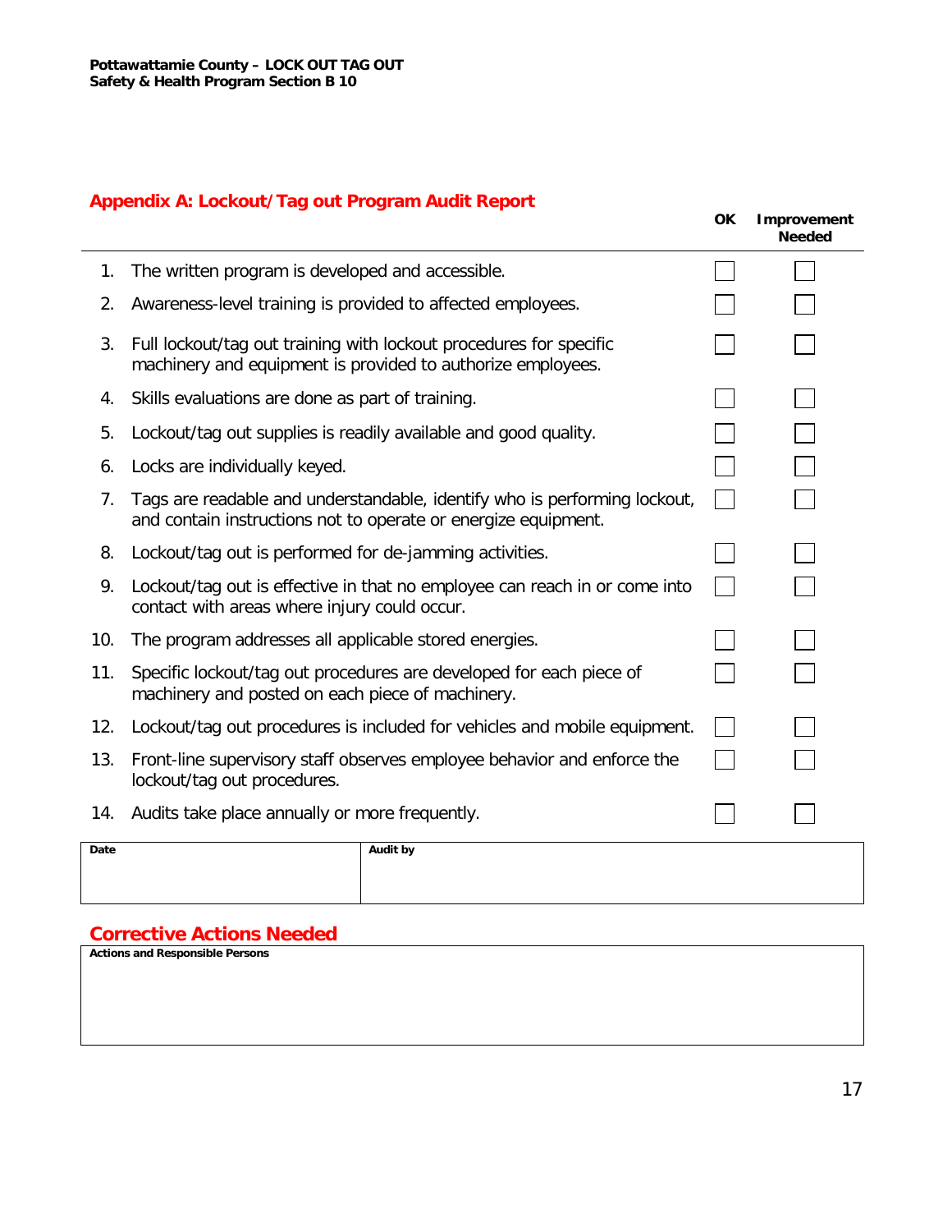## Appendix A: Lockout/Tag out Program Audit Report

| | | OK | Improvement Needed |
|---|---|---|---|
| 1. | The written program is developed and accessible. | ☐ | ☐ |
| 2. | Awareness-level training is provided to affected employees. | ☐ | ☐ |
| 3. | Full lockout/tag out training with lockout procedures for specific machinery and equipment is provided to authorize employees. | ☐ | ☐ |
| 4. | Skills evaluations are done as part of training. | ☐ | ☐ |
| 5. | Lockout/tag out supplies is readily available and good quality. | ☐ | ☐ |
| 6. | Locks are individually keyed. | ☐ | ☐ |
| 7. | Tags are readable and understandable, identify who is performing lockout, and contain instructions not to operate or energize equipment. | ☐ | ☐ |
| 8. | Lockout/tag out is performed for de-jamming activities. | ☐ | ☐ |
| 9. | Lockout/tag out is effective in that no employee can reach in or come into contact with areas where injury could occur. | ☐ | ☐ |
| 10. | The program addresses all applicable stored energies. | ☐ | ☐ |
| 11. | Specific lockout/tag out procedures are developed for each piece of machinery and posted on each piece of machinery. | ☐ | ☐ |
| 12. | Lockout/tag out procedures is included for vehicles and mobile equipment. | ☐ | ☐ |
| 13. | Front-line supervisory staff observes employee behavior and enforce the lockout/tag out procedures. | ☐ | ☐ |
| 14. | Audits take place annually or more frequently. | ☐ | ☐ |

| Date | Audit by |
|---|---|
| | |

## Corrective Actions Needed

| Actions and Responsible Persons |
|---|
| |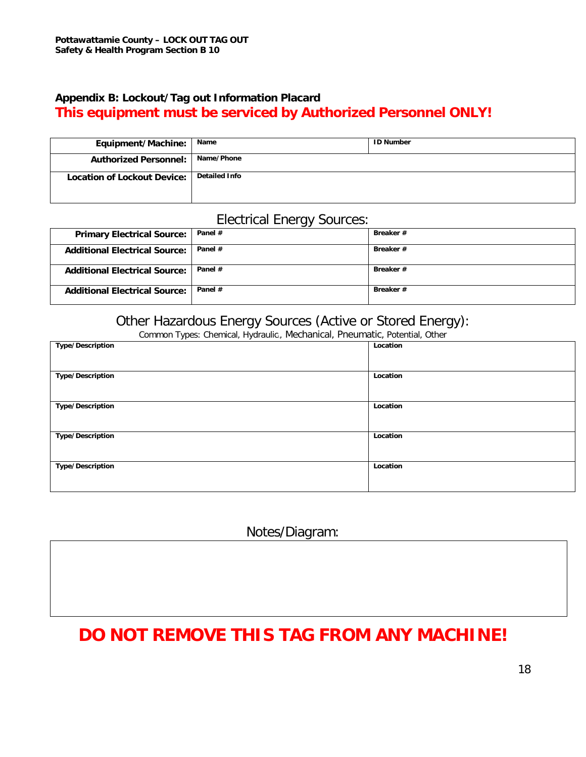## Appendix B: Lockout/Tag out Information Placard

**This equipment must be serviced by Authorized Personnel ONLY!**

| | | |
|---|---|---|
| **Equipment/Machine:** | Name | ID Number |
| **Authorized Personnel:** | Name/Phone | |
| **Location of Lockout Device:** | Detailed Info | |

### Electrical Energy Sources:

| | | |
|---|---|---|
| **Primary Electrical Source:** | Panel # | Breaker # |
| **Additional Electrical Source:** | Panel # | Breaker # |
| **Additional Electrical Source:** | Panel # | Breaker # |
| **Additional Electrical Source:** | Panel # | Breaker # |

### Other Hazardous Energy Sources (Active or Stored Energy):

Common Types: Chemical, Hydraulic, Mechanical, Pneumatic, Potential, Other

| | |
|---|---|
| Type/Description | Location |
| Type/Description | Location |
| Type/Description | Location |
| Type/Description | Location |
| Type/Description | Location |

### Notes/Diagram:

| |
|---|
| |

## DO NOT REMOVE THIS TAG FROM ANY MACHINE!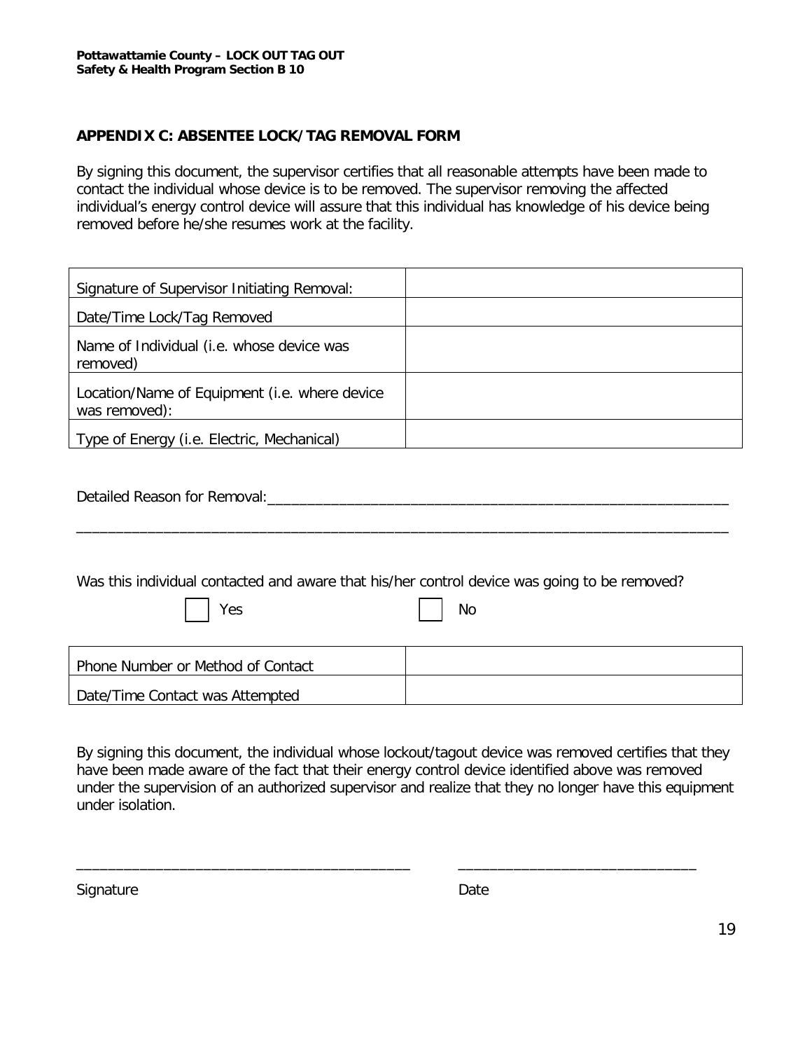## APPENDIX C: ABSENTEE LOCK/TAG REMOVAL FORM

By signing this document, the supervisor certifies that all reasonable attempts have been made to contact the individual whose device is to be removed. The supervisor removing the affected individual's energy control device will assure that this individual has knowledge of his device being removed before he/she resumes work at the facility.

| | |
|---|---|
| Signature of Supervisor Initiating Removal: | |
| Date/Time Lock/Tag Removed | |
| Name of Individual (i.e. whose device was removed) | |
| Location/Name of Equipment (i.e. where device was removed): | |
| Type of Energy (i.e. Electric, Mechanical) | |

Detailed Reason for Removal:____________________________________________________________

______________________________________________________________________________

Was this individual contacted and aware that his/her control device was going to be removed?

☐ Yes ☐ No

| | |
|---|---|
| Phone Number or Method of Contact | |
| Date/Time Contact was Attempted | |

By signing this document, the individual whose lockout/tagout device was removed certifies that they have been made aware of the fact that their energy control device identified above was removed under the supervision of an authorized supervisor and realize that they no longer have this equipment under isolation.

_____________________________________________ ______________________________

Signature Date